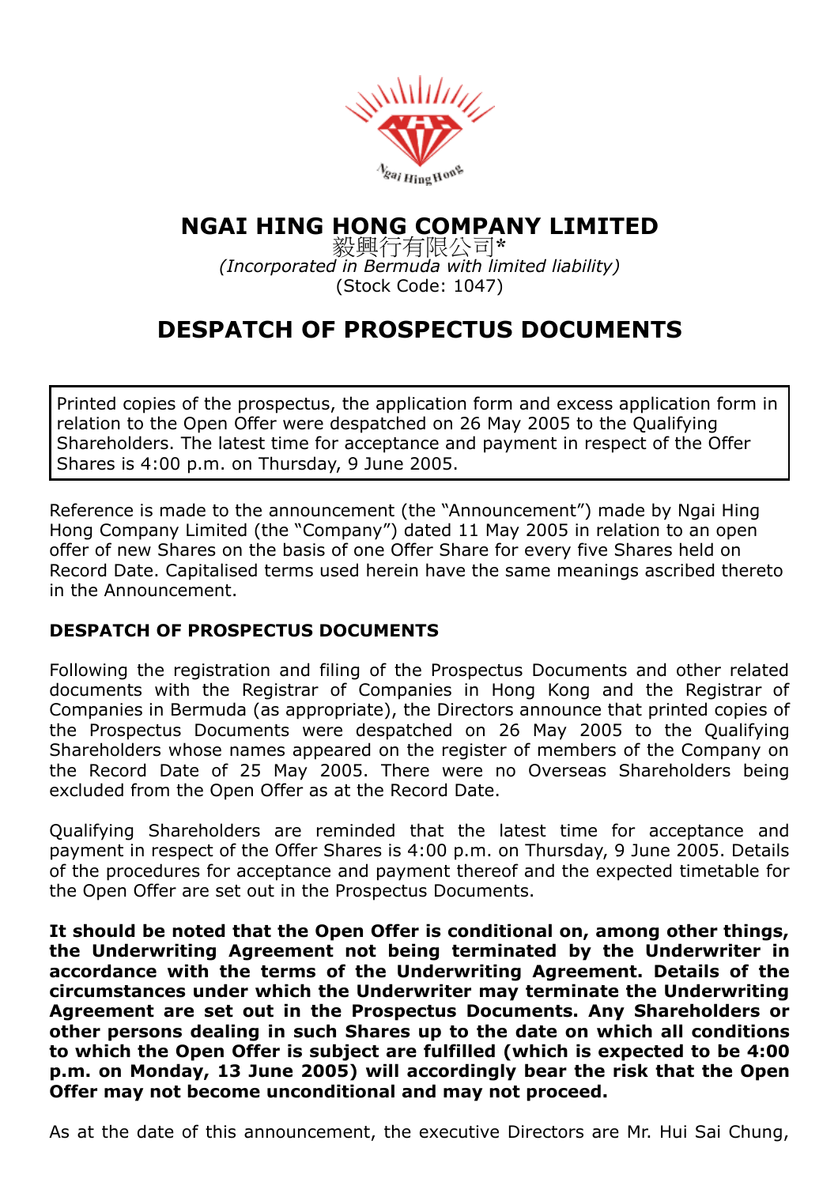# NGAI HING HONG COMPANY LIMITED

毅興行有限公司*

*(Incorporated in Bermuda with limited liability)*

(Stock Code: 1047)

# DESPATCH OF PROSPECTUS DOCUMENTS

Printed copies of the prospectus, the application form and excess application form in relation to the Open Offer were despatched on 26 May 2005 to the Qualifying Shareholders. The latest time for acceptance and payment in respect of the Offer Shares is 4:00 p.m. on Thursday, 9 June 2005.

Reference is made to the announcement (the "Announcement") made by Ngai Hing Hong Company Limited (the "Company") dated 11 May 2005 in relation to an open offer of new Shares on the basis of one Offer Share for every five Shares held on Record Date. Capitalised terms used herein have the same meanings ascribed thereto in the Announcement.

## DESPATCH OF PROSPECTUS DOCUMENTS

Following the registration and filing of the Prospectus Documents and other related documents with the Registrar of Companies in Hong Kong and the Registrar of Companies in Bermuda (as appropriate), the Directors announce that printed copies of the Prospectus Documents were despatched on 26 May 2005 to the Qualifying Shareholders whose names appeared on the register of members of the Company on the Record Date of 25 May 2005. There were no Overseas Shareholders being excluded from the Open Offer as at the Record Date.

Qualifying Shareholders are reminded that the latest time for acceptance and payment in respect of the Offer Shares is 4:00 p.m. on Thursday, 9 June 2005. Details of the procedures for acceptance and payment thereof and the expected timetable for the Open Offer are set out in the Prospectus Documents.

**It should be noted that the Open Offer is conditional on, among other things, the Underwriting Agreement not being terminated by the Underwriter in accordance with the terms of the Underwriting Agreement. Details of the circumstances under which the Underwriter may terminate the Underwriting Agreement are set out in the Prospectus Documents. Any Shareholders or other persons dealing in such Shares up to the date on which all conditions to which the Open Offer is subject are fulfilled (which is expected to be 4:00 p.m. on Monday, 13 June 2005) will accordingly bear the risk that the Open Offer may not become unconditional and may not proceed.**

As at the date of this announcement, the executive Directors are Mr. Hui Sai Chung,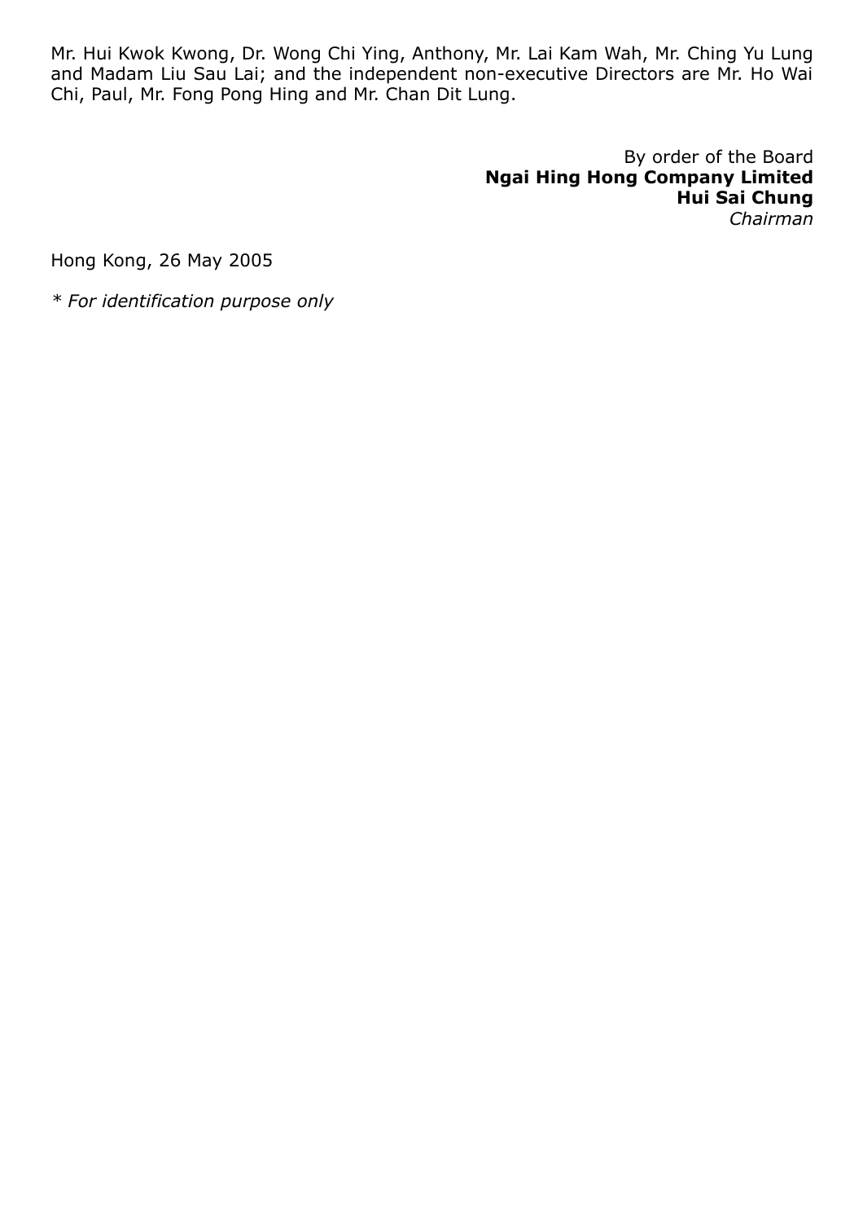Mr. Hui Kwok Kwong, Dr. Wong Chi Ying, Anthony, Mr. Lai Kam Wah, Mr. Ching Yu Lung and Madam Liu Sau Lai; and the independent non-executive Directors are Mr. Ho Wai Chi, Paul, Mr. Fong Pong Hing and Mr. Chan Dit Lung.

By order of the Board
**Ngai Hing Hong Company Limited**
**Hui Sai Chung**
*Chairman*

Hong Kong, 26 May 2005

*\* For identification purpose only*